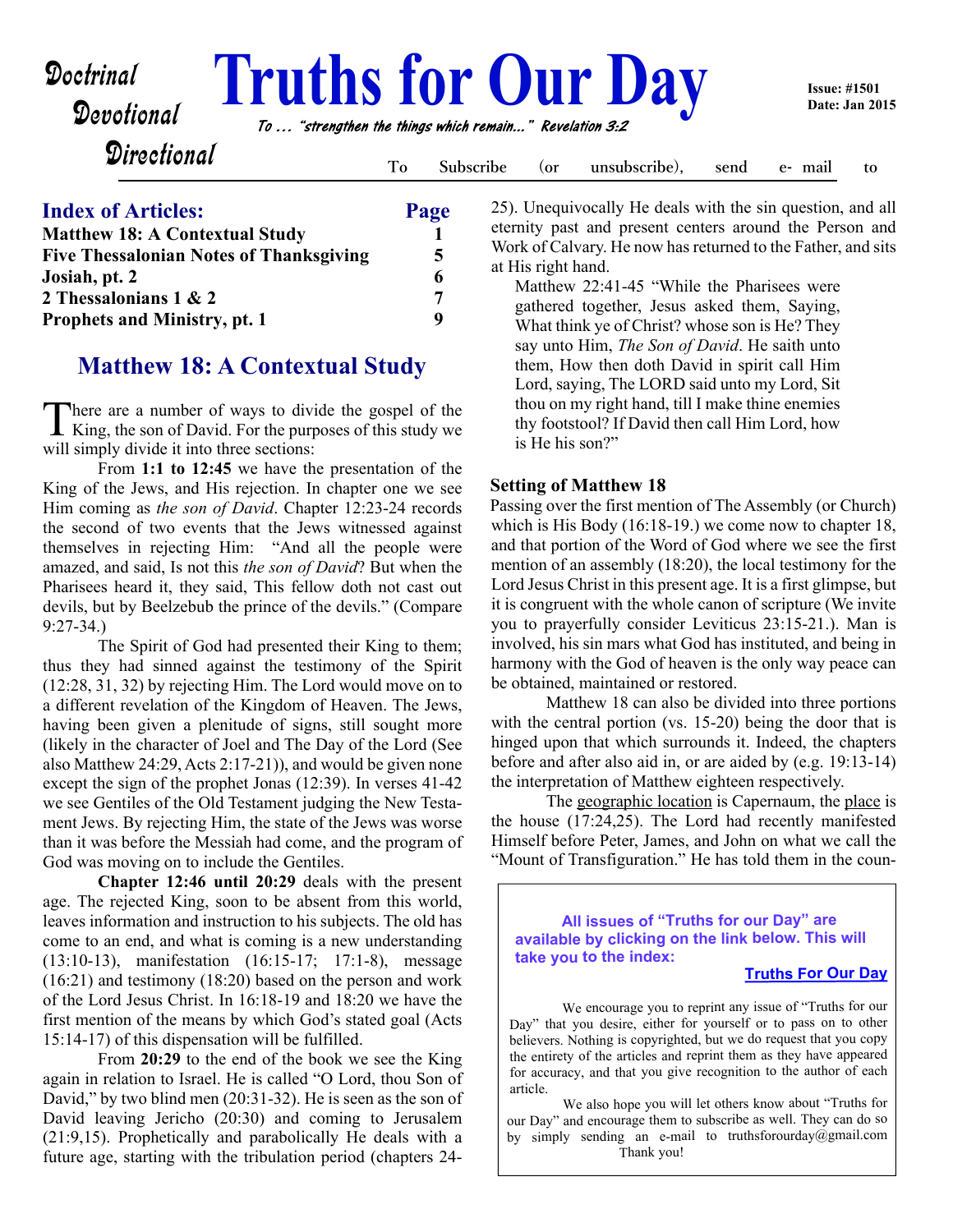Doctrinal
Devotional
Directional

# Truths for Our Day

To ... "strengthen the things which remain..." Revelation 3:2

**Issue: #1501**
**Date: Jan 2015**

To Subscribe (or unsubscribe), send e- mail to

| **Index of Articles:** | **Page** |
| --- | --- |
| **Matthew 18: A Contextual Study** | **1** |
| **Five Thessalonian Notes of Thanksgiving** | **5** |
| **Josiah, pt. 2** | **6** |
| **2 Thessalonians 1 & 2** | **7** |
| **Prophets and Ministry, pt. 1** | **9** |

## Matthew 18: A Contextual Study

There are a number of ways to divide the gospel of the King, the son of David. For the purposes of this study we will simply divide it into three sections:

From **1:1 to 12:45** we have the presentation of the King of the Jews, and His rejection. In chapter one we see Him coming as *the son of David*. Chapter 12:23-24 records the second of two events that the Jews witnessed against themselves in rejecting Him: "And all the people were amazed, and said, Is not this *the son of David*? But when the Pharisees heard it, they said, This fellow doth not cast out devils, but by Beelzebub the prince of the devils." (Compare 9:27-34.)

The Spirit of God had presented their King to them; thus they had sinned against the testimony of the Spirit (12:28, 31, 32) by rejecting Him. The Lord would move on to a different revelation of the Kingdom of Heaven. The Jews, having been given a plenitude of signs, still sought more (likely in the character of Joel and The Day of the Lord (See also Matthew 24:29, Acts 2:17-21)), and would be given none except the sign of the prophet Jonas (12:39). In verses 41-42 we see Gentiles of the Old Testament judging the New Testament Jews. By rejecting Him, the state of the Jews was worse than it was before the Messiah had come, and the program of God was moving on to include the Gentiles.

**Chapter 12:46 until 20:29** deals with the present age. The rejected King, soon to be absent from this world, leaves information and instruction to his subjects. The old has come to an end, and what is coming is a new understanding (13:10-13), manifestation (16:15-17; 17:1-8), message (16:21) and testimony (18:20) based on the person and work of the Lord Jesus Christ. In 16:18-19 and 18:20 we have the first mention of the means by which God's stated goal (Acts 15:14-17) of this dispensation will be fulfilled.

From **20:29** to the end of the book we see the King again in relation to Israel. He is called "O Lord, thou Son of David," by two blind men (20:31-32). He is seen as the son of David leaving Jericho (20:30) and coming to Jerusalem (21:9,15). Prophetically and parabolically He deals with a future age, starting with the tribulation period (chapters 24-25). Unequivocally He deals with the sin question, and all eternity past and present centers around the Person and Work of Calvary. He now has returned to the Father, and sits at His right hand.

> Matthew 22:41-45 "While the Pharisees were gathered together, Jesus asked them, Saying, What think ye of Christ? whose son is He? They say unto Him, *The Son of David*. He saith unto them, How then doth David in spirit call Him Lord, saying, The LORD said unto my Lord, Sit thou on my right hand, till I make thine enemies thy footstool? If David then call Him Lord, how is He his son?"

### Setting of Matthew 18

Passing over the first mention of The Assembly (or Church) which is His Body (16:18-19.) we come now to chapter 18, and that portion of the Word of God where we see the first mention of an assembly (18:20), the local testimony for the Lord Jesus Christ in this present age. It is a first glimpse, but it is congruent with the whole canon of scripture (We invite you to prayerfully consider Leviticus 23:15-21.). Man is involved, his sin mars what God has instituted, and being in harmony with the God of heaven is the only way peace can be obtained, maintained or restored.

Matthew 18 can also be divided into three portions with the central portion (vs. 15-20) being the door that is hinged upon that which surrounds it. Indeed, the chapters before and after also aid in, or are aided by (e.g. 19:13-14) the interpretation of Matthew eighteen respectively.

The geographic location is Capernaum, the place is the house (17:24,25). The Lord had recently manifested Himself before Peter, James, and John on what we call the "Mount of Transfiguration." He has told them in the coun-

---

**All issues of "Truths for our Day" are available by clicking on the link below. This will take you to the index:**

**Truths For Our Day**

We encourage you to reprint any issue of "Truths for our Day" that you desire, either for yourself or to pass on to other believers. Nothing is copyrighted, but we do request that you copy the entirety of the articles and reprint them as they have appeared for accuracy, and that you give recognition to the author of each article.

We also hope you will let others know about "Truths for our Day" and encourage them to subscribe as well. They can do so by simply sending an e-mail to truthsforourday@gmail.com

Thank you!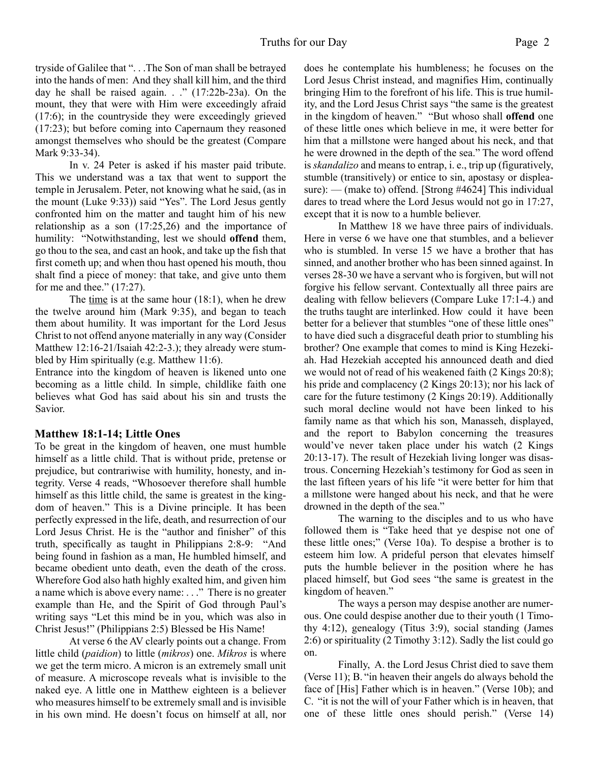tryside of Galilee that ". . .The Son of man shall be betrayed into the hands of men: And they shall kill him, and the third day he shall be raised again. . ." (17:22b-23a). On the mount, they that were with Him were exceedingly afraid (17:6); in the countryside they were exceedingly grieved (17:23); but before coming into Capernaum they reasoned amongst themselves who should be the greatest (Compare Mark 9:33-34).

In v. 24 Peter is asked if his master paid tribute. This we understand was a tax that went to support the temple in Jerusalem. Peter, not knowing what he said, (as in the mount (Luke 9:33)) said "Yes". The Lord Jesus gently confronted him on the matter and taught him of his new relationship as a son (17:25,26) and the importance of humility: "Notwithstanding, lest we should **offend** them, go thou to the sea, and cast an hook, and take up the fish that first cometh up; and when thou hast opened his mouth, thou shalt find a piece of money: that take, and give unto them for me and thee." (17:27).

The time is at the same hour (18:1), when he drew the twelve around him (Mark 9:35), and began to teach them about humility. It was important for the Lord Jesus Christ to not offend anyone materially in any way (Consider Matthew 12:16-21/Isaiah 42:2-3.); they already were stumbled by Him spiritually (e.g. Matthew 11:6).

Entrance into the kingdom of heaven is likened unto one becoming as a little child. In simple, childlike faith one believes what God has said about his sin and trusts the Savior.

### Matthew 18:1-14; Little Ones

To be great in the kingdom of heaven, one must humble himself as a little child. That is without pride, pretense or prejudice, but contrariwise with humility, honesty, and integrity. Verse 4 reads, "Whosoever therefore shall humble himself as this little child, the same is greatest in the kingdom of heaven." This is a Divine principle. It has been perfectly expressed in the life, death, and resurrection of our Lord Jesus Christ. He is the "author and finisher" of this truth, specifically as taught in Philippians 2:8-9: "And being found in fashion as a man, He humbled himself, and became obedient unto death, even the death of the cross. Wherefore God also hath highly exalted him, and given him a name which is above every name: . . ." There is no greater example than He, and the Spirit of God through Paul's writing says "Let this mind be in you, which was also in Christ Jesus!" (Philippians 2:5) Blessed be His Name!

At verse 6 the AV clearly points out a change. From little child (*paidion*) to little (*mikros*) one. *Mikros* is where we get the term micro. A micron is an extremely small unit of measure. A microscope reveals what is invisible to the naked eye. A little one in Matthew eighteen is a believer who measures himself to be extremely small and is invisible in his own mind. He doesn't focus on himself at all, nor does he contemplate his humbleness; he focuses on the Lord Jesus Christ instead, and magnifies Him, continually bringing Him to the forefront of his life. This is true humility, and the Lord Jesus Christ says "the same is the greatest in the kingdom of heaven." "But whoso shall **offend** one of these little ones which believe in me, it were better for him that a millstone were hanged about his neck, and that he were drowned in the depth of the sea." The word offend is *skandalizo* and means to entrap, i. e., trip up (figuratively, stumble (transitively) or entice to sin, apostasy or displeasure): — (make to) offend. [Strong #4624] This individual dares to tread where the Lord Jesus would not go in 17:27, except that it is now to a humble believer.

In Matthew 18 we have three pairs of individuals. Here in verse 6 we have one that stumbles, and a believer who is stumbled. In verse 15 we have a brother that has sinned, and another brother who has been sinned against. In verses 28-30 we have a servant who is forgiven, but will not forgive his fellow servant. Contextually all three pairs are dealing with fellow believers (Compare Luke 17:1-4.) and the truths taught are interlinked. How could it have been better for a believer that stumbles "one of these little ones" to have died such a disgraceful death prior to stumbling his brother? One example that comes to mind is King Hezekiah. Had Hezekiah accepted his announced death and died we would not of read of his weakened faith (2 Kings 20:8); his pride and complacency (2 Kings 20:13); nor his lack of care for the future testimony (2 Kings 20:19). Additionally such moral decline would not have been linked to his family name as that which his son, Manasseh, displayed, and the report to Babylon concerning the treasures would've never taken place under his watch (2 Kings 20:13-17). The result of Hezekiah living longer was disastrous. Concerning Hezekiah's testimony for God as seen in the last fifteen years of his life "it were better for him that a millstone were hanged about his neck, and that he were drowned in the depth of the sea."

The warning to the disciples and to us who have followed them is "Take heed that ye despise not one of these little ones;" (Verse 10a). To despise a brother is to esteem him low. A prideful person that elevates himself puts the humble believer in the position where he has placed himself, but God sees "the same is greatest in the kingdom of heaven."

The ways a person may despise another are numerous. One could despise another due to their youth (1 Timothy 4:12), genealogy (Titus 3:9), social standing (James 2:6) or spirituality (2 Timothy 3:12). Sadly the list could go on.

Finally, A. the Lord Jesus Christ died to save them (Verse 11); B. "in heaven their angels do always behold the face of [His] Father which is in heaven." (Verse 10b); and C. "it is not the will of your Father which is in heaven, that one of these little ones should perish." (Verse 14)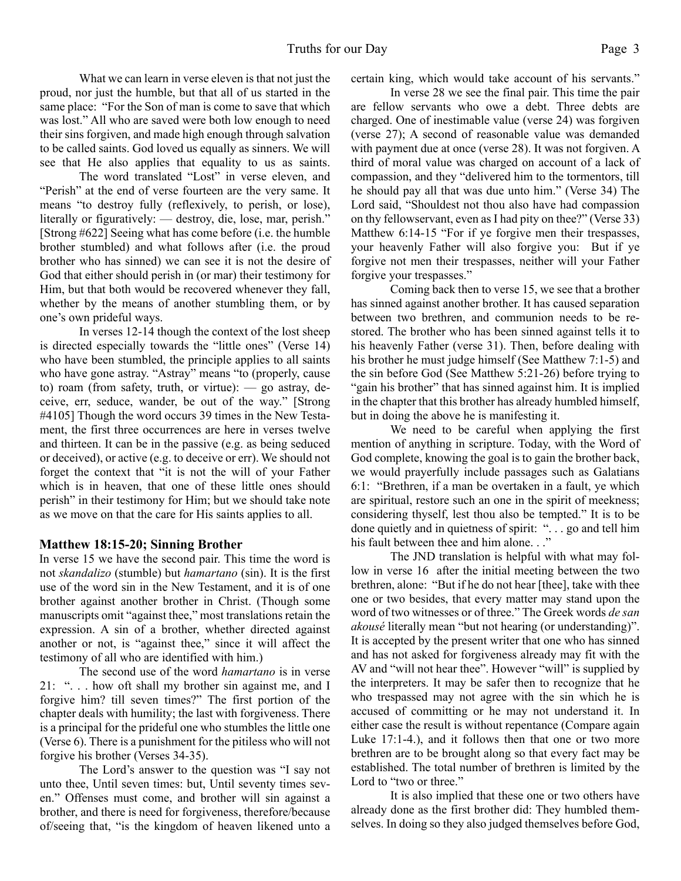What we can learn in verse eleven is that not just the proud, nor just the humble, but that all of us started in the same place: "For the Son of man is come to save that which was lost." All who are saved were both low enough to need their sins forgiven, and made high enough through salvation to be called saints. God loved us equally as sinners. We will see that He also applies that equality to us as saints.

The word translated "Lost" in verse eleven, and "Perish" at the end of verse fourteen are the very same. It means "to destroy fully (reflexively, to perish, or lose), literally or figuratively: — destroy, die, lose, mar, perish." [Strong #622] Seeing what has come before (i.e. the humble brother stumbled) and what follows after (i.e. the proud brother who has sinned) we can see it is not the desire of God that either should perish in (or mar) their testimony for Him, but that both would be recovered whenever they fall, whether by the means of another stumbling them, or by one's own prideful ways.

In verses 12-14 though the context of the lost sheep is directed especially towards the "little ones" (Verse 14) who have been stumbled, the principle applies to all saints who have gone astray. "Astray" means "to (properly, cause to) roam (from safety, truth, or virtue): — go astray, deceive, err, seduce, wander, be out of the way." [Strong #4105] Though the word occurs 39 times in the New Testament, the first three occurrences are here in verses twelve and thirteen. It can be in the passive (e.g. as being seduced or deceived), or active (e.g. to deceive or err). We should not forget the context that "it is not the will of your Father which is in heaven, that one of these little ones should perish" in their testimony for Him; but we should take note as we move on that the care for His saints applies to all.

### Matthew 18:15-20; Sinning Brother

In verse 15 we have the second pair. This time the word is not *skandalizo* (stumble) but *hamartano* (sin). It is the first use of the word sin in the New Testament, and it is of one brother against another brother in Christ. (Though some manuscripts omit "against thee," most translations retain the expression. A sin of a brother, whether directed against another or not, is "against thee," since it will affect the testimony of all who are identified with him.)

The second use of the word *hamartano* is in verse 21: ". . . how oft shall my brother sin against me, and I forgive him? till seven times?" The first portion of the chapter deals with humility; the last with forgiveness. There is a principal for the prideful one who stumbles the little one (Verse 6). There is a punishment for the pitiless who will not forgive his brother (Verses 34-35).

The Lord's answer to the question was "I say not unto thee, Until seven times: but, Until seventy times seven." Offenses must come, and brother will sin against a brother, and there is need for forgiveness, therefore/because of/seeing that, "is the kingdom of heaven likened unto a certain king, which would take account of his servants."

In verse 28 we see the final pair. This time the pair are fellow servants who owe a debt. Three debts are charged. One of inestimable value (verse 24) was forgiven (verse 27); A second of reasonable value was demanded with payment due at once (verse 28). It was not forgiven. A third of moral value was charged on account of a lack of compassion, and they "delivered him to the tormentors, till he should pay all that was due unto him." (Verse 34) The Lord said, "Shouldest not thou also have had compassion on thy fellowservant, even as I had pity on thee?" (Verse 33) Matthew 6:14-15 "For if ye forgive men their trespasses, your heavenly Father will also forgive you: But if ye forgive not men their trespasses, neither will your Father forgive your trespasses."

Coming back then to verse 15, we see that a brother has sinned against another brother. It has caused separation between two brethren, and communion needs to be restored. The brother who has been sinned against tells it to his heavenly Father (verse 31). Then, before dealing with his brother he must judge himself (See Matthew 7:1-5) and the sin before God (See Matthew 5:21-26) before trying to "gain his brother" that has sinned against him. It is implied in the chapter that this brother has already humbled himself, but in doing the above he is manifesting it.

We need to be careful when applying the first mention of anything in scripture. Today, with the Word of God complete, knowing the goal is to gain the brother back, we would prayerfully include passages such as Galatians 6:1: "Brethren, if a man be overtaken in a fault, ye which are spiritual, restore such an one in the spirit of meekness; considering thyself, lest thou also be tempted." It is to be done quietly and in quietness of spirit: ". . . go and tell him his fault between thee and him alone. . ."

The JND translation is helpful with what may follow in verse 16 after the initial meeting between the two brethren, alone: "But if he do not hear [thee], take with thee one or two besides, that every matter may stand upon the word of two witnesses or of three." The Greek words *de san akousé* literally mean "but not hearing (or understanding)". It is accepted by the present writer that one who has sinned and has not asked for forgiveness already may fit with the AV and "will not hear thee". However "will" is supplied by the interpreters. It may be safer then to recognize that he who trespassed may not agree with the sin which he is accused of committing or he may not understand it. In either case the result is without repentance (Compare again Luke 17:1-4.), and it follows then that one or two more brethren are to be brought along so that every fact may be established. The total number of brethren is limited by the Lord to "two or three."

It is also implied that these one or two others have already done as the first brother did: They humbled themselves. In doing so they also judged themselves before God,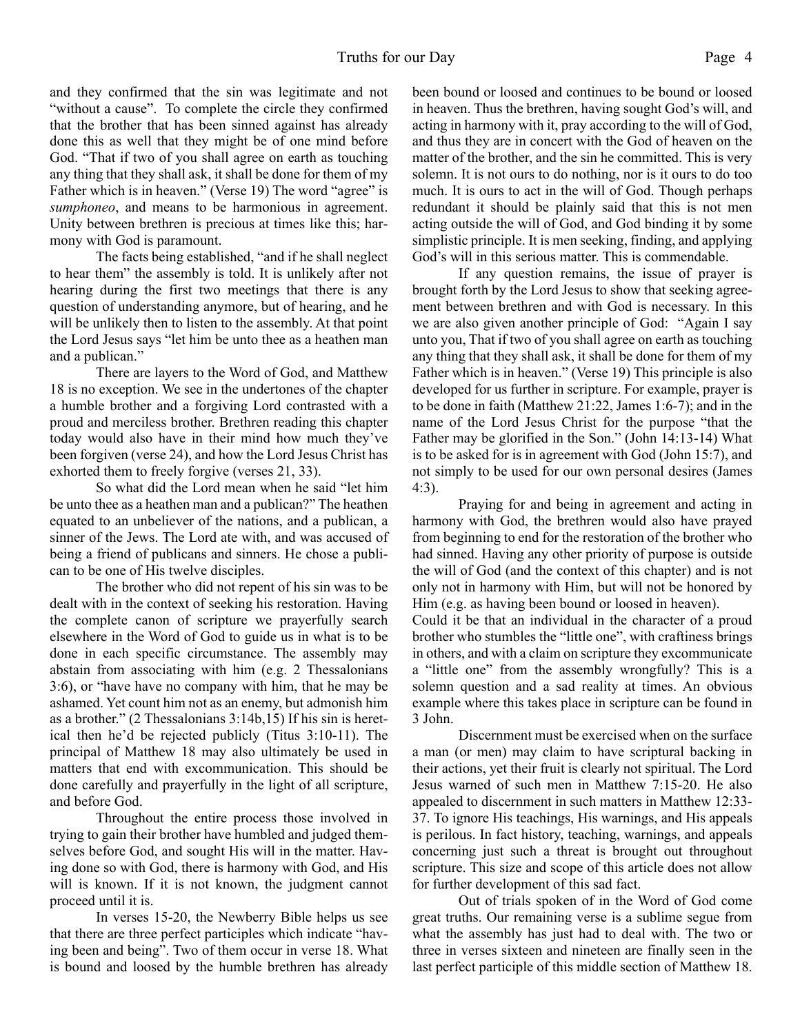and they confirmed that the sin was legitimate and not "without a cause". To complete the circle they confirmed that the brother that has been sinned against has already done this as well that they might be of one mind before God. "That if two of you shall agree on earth as touching any thing that they shall ask, it shall be done for them of my Father which is in heaven." (Verse 19) The word "agree" is *sumphoneo*, and means to be harmonious in agreement. Unity between brethren is precious at times like this; harmony with God is paramount.

The facts being established, "and if he shall neglect to hear them" the assembly is told. It is unlikely after not hearing during the first two meetings that there is any question of understanding anymore, but of hearing, and he will be unlikely then to listen to the assembly. At that point the Lord Jesus says "let him be unto thee as a heathen man and a publican."

There are layers to the Word of God, and Matthew 18 is no exception. We see in the undertones of the chapter a humble brother and a forgiving Lord contrasted with a proud and merciless brother. Brethren reading this chapter today would also have in their mind how much they've been forgiven (verse 24), and how the Lord Jesus Christ has exhorted them to freely forgive (verses 21, 33).

So what did the Lord mean when he said "let him be unto thee as a heathen man and a publican?" The heathen equated to an unbeliever of the nations, and a publican, a sinner of the Jews. The Lord ate with, and was accused of being a friend of publicans and sinners. He chose a publican to be one of His twelve disciples.

The brother who did not repent of his sin was to be dealt with in the context of seeking his restoration. Having the complete canon of scripture we prayerfully search elsewhere in the Word of God to guide us in what is to be done in each specific circumstance. The assembly may abstain from associating with him (e.g. 2 Thessalonians 3:6), or "have have no company with him, that he may be ashamed. Yet count him not as an enemy, but admonish him as a brother." (2 Thessalonians 3:14b,15) If his sin is heretical then he'd be rejected publicly (Titus 3:10-11). The principal of Matthew 18 may also ultimately be used in matters that end with excommunication. This should be done carefully and prayerfully in the light of all scripture, and before God.

Throughout the entire process those involved in trying to gain their brother have humbled and judged themselves before God, and sought His will in the matter. Having done so with God, there is harmony with God, and His will is known. If it is not known, the judgment cannot proceed until it is.

In verses 15-20, the Newberry Bible helps us see that there are three perfect participles which indicate "having been and being". Two of them occur in verse 18. What is bound and loosed by the humble brethren has already been bound or loosed and continues to be bound or loosed in heaven. Thus the brethren, having sought God's will, and acting in harmony with it, pray according to the will of God, and thus they are in concert with the God of heaven on the matter of the brother, and the sin he committed. This is very solemn. It is not ours to do nothing, nor is it ours to do too much. It is ours to act in the will of God. Though perhaps redundant it should be plainly said that this is not men acting outside the will of God, and God binding it by some simplistic principle. It is men seeking, finding, and applying God's will in this serious matter. This is commendable.

If any question remains, the issue of prayer is brought forth by the Lord Jesus to show that seeking agreement between brethren and with God is necessary. In this we are also given another principle of God: "Again I say unto you, That if two of you shall agree on earth as touching any thing that they shall ask, it shall be done for them of my Father which is in heaven." (Verse 19) This principle is also developed for us further in scripture. For example, prayer is to be done in faith (Matthew 21:22, James 1:6-7); and in the name of the Lord Jesus Christ for the purpose "that the Father may be glorified in the Son." (John 14:13-14) What is to be asked for is in agreement with God (John 15:7), and not simply to be used for our own personal desires (James 4:3).

Praying for and being in agreement and acting in harmony with God, the brethren would also have prayed from beginning to end for the restoration of the brother who had sinned. Having any other priority of purpose is outside the will of God (and the context of this chapter) and is not only not in harmony with Him, but will not be honored by Him (e.g. as having been bound or loosed in heaven).

Could it be that an individual in the character of a proud brother who stumbles the "little one", with craftiness brings in others, and with a claim on scripture they excommunicate a "little one" from the assembly wrongfully? This is a solemn question and a sad reality at times. An obvious example where this takes place in scripture can be found in 3 John.

Discernment must be exercised when on the surface a man (or men) may claim to have scriptural backing in their actions, yet their fruit is clearly not spiritual. The Lord Jesus warned of such men in Matthew 7:15-20. He also appealed to discernment in such matters in Matthew 12:33-37. To ignore His teachings, His warnings, and His appeals is perilous. In fact history, teaching, warnings, and appeals concerning just such a threat is brought out throughout scripture. This size and scope of this article does not allow for further development of this sad fact.

Out of trials spoken of in the Word of God come great truths. Our remaining verse is a sublime segue from what the assembly has just had to deal with. The two or three in verses sixteen and nineteen are finally seen in the last perfect participle of this middle section of Matthew 18.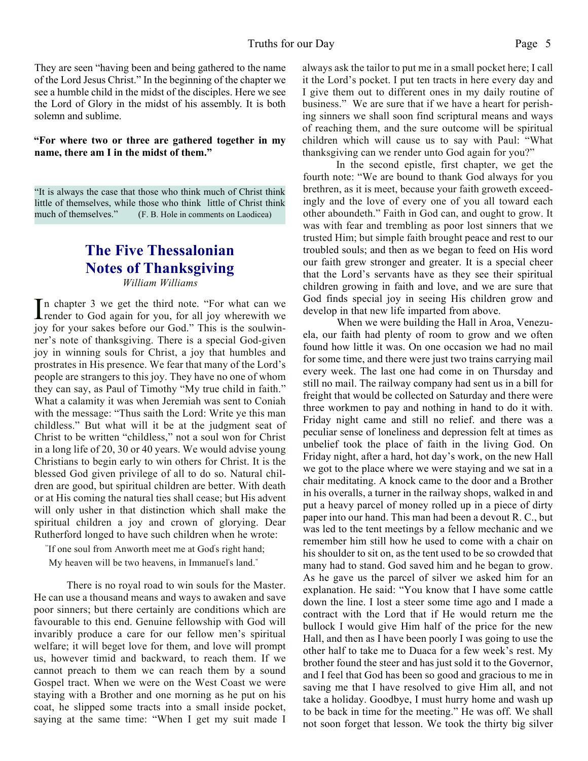They are seen "having been and being gathered to the name of the Lord Jesus Christ." In the beginning of the chapter we see a humble child in the midst of the disciples. Here we see the Lord of Glory in the midst of his assembly. It is both solemn and sublime.

**"For where two or three are gathered together in my name, there am I in the midst of them."**

"It is always the case that those who think much of Christ think little of themselves, while those who think little of Christ think much of themselves." (F. B. Hole in comments on Laodicea)

# The Five Thessalonian Notes of Thanksgiving

*William Williams*

In chapter 3 we get the third note. "For what can we render to God again for you, for all joy wherewith we joy for your sakes before our God." This is the soulwinner's note of thanksgiving. There is a special God-given joy in winning souls for Christ, a joy that humbles and prostrates in His presence. We fear that many of the Lord's people are strangers to this joy. They have no one of whom they can say, as Paul of Timothy "My true child in faith." What a calamity it was when Jeremiah was sent to Coniah with the message: "Thus saith the Lord: Write ye this man childless." But what will it be at the judgment seat of Christ to be written "childless," not a soul won for Christ in a long life of 20, 30 or 40 years. We would advise young Christians to begin early to win others for Christ. It is the blessed God given privilege of all to do so. Natural children are good, but spiritual children are better. With death or at His coming the natural ties shall cease; but His advent will only usher in that distinction which shall make the spiritual children a joy and crown of glorying. Dear Rutherford longed to have such children when he wrote:

"If one soul from Anworth meet me at God's right hand;
My heaven will be two heavens, in Immanuel's land."

There is no royal road to win souls for the Master. He can use a thousand means and ways to awaken and save poor sinners; but there certainly are conditions which are favourable to this end. Genuine fellowship with God will invariably produce a care for our fellow men's spiritual welfare; it will beget love for them, and love will prompt us, however timid and backward, to reach them. If we cannot preach to them we can reach them by a sound Gospel tract. When we were on the West Coast we were staying with a Brother and one morning as he put on his coat, he slipped some tracts into a small inside pocket, saying at the same time: "When I get my suit made I always ask the tailor to put me in a small pocket here; I call it the Lord's pocket. I put ten tracts in here every day and I give them out to different ones in my daily routine of business." We are sure that if we have a heart for perishing sinners we shall soon find scriptural means and ways of reaching them, and the sure outcome will be spiritual children which will cause us to say with Paul: "What thanksgiving can we render unto God again for you?"

In the second epistle, first chapter, we get the fourth note: "We are bound to thank God always for you brethren, as it is meet, because your faith groweth exceedingly and the love of every one of you all toward each other aboundeth." Faith in God can, and ought to grow. It was with fear and trembling as poor lost sinners that we trusted Him; but simple faith brought peace and rest to our troubled souls; and then as we began to feed on His word our faith grew stronger and greater. It is a special cheer that the Lord's servants have as they see their spiritual children growing in faith and love, and we are sure that God finds special joy in seeing His children grow and develop in that new life imparted from above.

When we were building the Hall in Aroa, Venezuela, our faith had plenty of room to grow and we often found how little it was. On one occasion we had no mail for some time, and there were just two trains carrying mail every week. The last one had come in on Thursday and still no mail. The railway company had sent us in a bill for freight that would be collected on Saturday and there were three workmen to pay and nothing in hand to do it with. Friday night came and still no relief. and there was a peculiar sense of loneliness and depression felt at times as unbelief took the place of faith in the living God. On Friday night, after a hard, hot day's work, on the new Hall we got to the place where we were staying and we sat in a chair meditating. A knock came to the door and a Brother in his overalls, a turner in the railway shops, walked in and put a heavy parcel of money rolled up in a piece of dirty paper into our hand. This man had been a devout R. C., but was led to the tent meetings by a fellow mechanic and we remember him still how he used to come with a chair on his shoulder to sit on, as the tent used to be so crowded that many had to stand. God saved him and he began to grow. As he gave us the parcel of silver we asked him for an explanation. He said: "You know that I have some cattle down the line. I lost a steer some time ago and I made a contract with the Lord that if He would return me the bullock I would give Him half of the price for the new Hall, and then as I have been poorly I was going to use the other half to take me to Duaca for a few week's rest. My brother found the steer and has just sold it to the Governor, and I feel that God has been so good and gracious to me in saving me that I have resolved to give Him all, and not take a holiday. Goodbye, I must hurry home and wash up to be back in time for the meeting." He was off. We shall not soon forget that lesson. We took the thirty big silver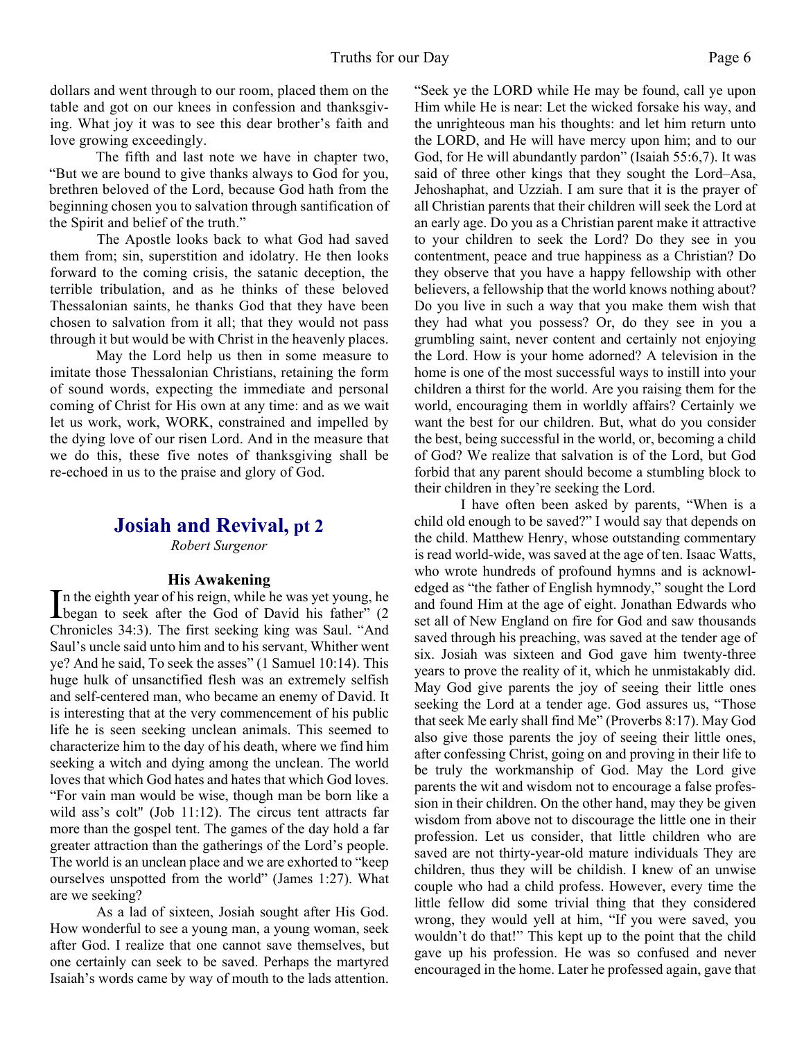dollars and went through to our room, placed them on the table and got on our knees in confession and thanksgiving. What joy it was to see this dear brother's faith and love growing exceedingly.

The fifth and last note we have in chapter two, "But we are bound to give thanks always to God for you, brethren beloved of the Lord, because God hath from the beginning chosen you to salvation through santification of the Spirit and belief of the truth."

The Apostle looks back to what God had saved them from; sin, superstition and idolatry. He then looks forward to the coming crisis, the satanic deception, the terrible tribulation, and as he thinks of these beloved Thessalonian saints, he thanks God that they have been chosen to salvation from it all; that they would not pass through it but would be with Christ in the heavenly places.

May the Lord help us then in some measure to imitate those Thessalonian Christians, retaining the form of sound words, expecting the immediate and personal coming of Christ for His own at any time: and as we wait let us work, work, WORK, constrained and impelled by the dying love of our risen Lord. And in the measure that we do this, these five notes of thanksgiving shall be re-echoed in us to the praise and glory of God.

## Josiah and Revival, pt 2

*Robert Surgenor*

### His Awakening

In the eighth year of his reign, while he was yet young, he began to seek after the God of David his father" (2 Chronicles 34:3). The first seeking king was Saul. "And Saul's uncle said unto him and to his servant, Whither went ye? And he said, To seek the asses" (1 Samuel 10:14). This huge hulk of unsanctified flesh was an extremely selfish and self-centered man, who became an enemy of David. It is interesting that at the very commencement of his public life he is seen seeking unclean animals. This seemed to characterize him to the day of his death, where we find him seeking a witch and dying among the unclean. The world loves that which God hates and hates that which God loves. "For vain man would be wise, though man be born like a wild ass's colt" (Job 11:12). The circus tent attracts far more than the gospel tent. The games of the day hold a far greater attraction than the gatherings of the Lord's people. The world is an unclean place and we are exhorted to "keep ourselves unspotted from the world" (James 1:27). What are we seeking?

As a lad of sixteen, Josiah sought after His God. How wonderful to see a young man, a young woman, seek after God. I realize that one cannot save themselves, but one certainly can seek to be saved. Perhaps the martyred Isaiah's words came by way of mouth to the lads attention. "Seek ye the LORD while He may be found, call ye upon Him while He is near: Let the wicked forsake his way, and the unrighteous man his thoughts: and let him return unto the LORD, and He will have mercy upon him; and to our God, for He will abundantly pardon" (Isaiah 55:6,7). It was said of three other kings that they sought the Lord–Asa, Jehoshaphat, and Uzziah. I am sure that it is the prayer of all Christian parents that their children will seek the Lord at an early age. Do you as a Christian parent make it attractive to your children to seek the Lord? Do they see in you contentment, peace and true happiness as a Christian? Do they observe that you have a happy fellowship with other believers, a fellowship that the world knows nothing about? Do you live in such a way that you make them wish that they had what you possess? Or, do they see in you a grumbling saint, never content and certainly not enjoying the Lord. How is your home adorned? A television in the home is one of the most successful ways to instill into your children a thirst for the world. Are you raising them for the world, encouraging them in worldly affairs? Certainly we want the best for our children. But, what do you consider the best, being successful in the world, or, becoming a child of God? We realize that salvation is of the Lord, but God forbid that any parent should become a stumbling block to their children in they're seeking the Lord.

I have often been asked by parents, "When is a child old enough to be saved?" I would say that depends on the child. Matthew Henry, whose outstanding commentary is read world-wide, was saved at the age of ten. Isaac Watts, who wrote hundreds of profound hymns and is acknowledged as "the father of English hymnody," sought the Lord and found Him at the age of eight. Jonathan Edwards who set all of New England on fire for God and saw thousands saved through his preaching, was saved at the tender age of six. Josiah was sixteen and God gave him twenty-three years to prove the reality of it, which he unmistakably did. May God give parents the joy of seeing their little ones seeking the Lord at a tender age. God assures us, "Those that seek Me early shall find Me" (Proverbs 8:17). May God also give those parents the joy of seeing their little ones, after confessing Christ, going on and proving in their life to be truly the workmanship of God. May the Lord give parents the wit and wisdom not to encourage a false profession in their children. On the other hand, may they be given wisdom from above not to discourage the little one in their profession. Let us consider, that little children who are saved are not thirty-year-old mature individuals They are children, thus they will be childish. I knew of an unwise couple who had a child profess. However, every time the little fellow did some trivial thing that they considered wrong, they would yell at him, "If you were saved, you wouldn't do that!" This kept up to the point that the child gave up his profession. He was so confused and never encouraged in the home. Later he professed again, gave that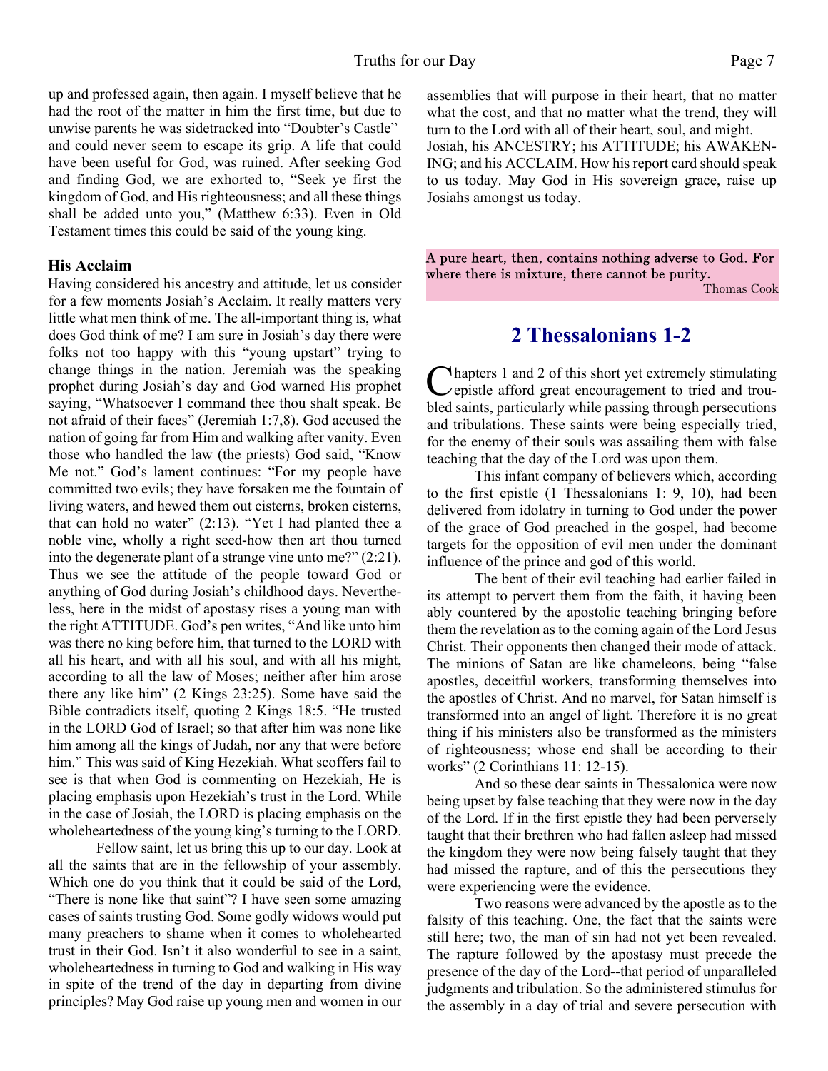up and professed again, then again. I myself believe that he had the root of the matter in him the first time, but due to unwise parents he was sidetracked into "Doubter's Castle" and could never seem to escape its grip. A life that could have been useful for God, was ruined. After seeking God and finding God, we are exhorted to, "Seek ye first the kingdom of God, and His righteousness; and all these things shall be added unto you," (Matthew 6:33). Even in Old Testament times this could be said of the young king.

### His Acclaim

Having considered his ancestry and attitude, let us consider for a few moments Josiah's Acclaim. It really matters very little what men think of me. The all-important thing is, what does God think of me? I am sure in Josiah's day there were folks not too happy with this "young upstart" trying to change things in the nation. Jeremiah was the speaking prophet during Josiah's day and God warned His prophet saying, "Whatsoever I command thee thou shalt speak. Be not afraid of their faces" (Jeremiah 1:7,8). God accused the nation of going far from Him and walking after vanity. Even those who handled the law (the priests) God said, "Know Me not." God's lament continues: "For my people have committed two evils; they have forsaken me the fountain of living waters, and hewed them out cisterns, broken cisterns, that can hold no water" (2:13). "Yet I had planted thee a noble vine, wholly a right seed-how then art thou turned into the degenerate plant of a strange vine unto me?" (2:21). Thus we see the attitude of the people toward God or anything of God during Josiah's childhood days. Nevertheless, here in the midst of apostasy rises a young man with the right ATTITUDE. God's pen writes, "And like unto him was there no king before him, that turned to the LORD with all his heart, and with all his soul, and with all his might, according to all the law of Moses; neither after him arose there any like him" (2 Kings 23:25). Some have said the Bible contradicts itself, quoting 2 Kings 18:5. "He trusted in the LORD God of Israel; so that after him was none like him among all the kings of Judah, nor any that were before him." This was said of King Hezekiah. What scoffers fail to see is that when God is commenting on Hezekiah, He is placing emphasis upon Hezekiah's trust in the Lord. While in the case of Josiah, the LORD is placing emphasis on the wholeheartedness of the young king's turning to the LORD.

Fellow saint, let us bring this up to our day. Look at all the saints that are in the fellowship of your assembly. Which one do you think that it could be said of the Lord, "There is none like that saint"? I have seen some amazing cases of saints trusting God. Some godly widows would put many preachers to shame when it comes to wholehearted trust in their God. Isn't it also wonderful to see in a saint, wholeheartedness in turning to God and walking in His way in spite of the trend of the day in departing from divine principles? May God raise up young men and women in our assemblies that will purpose in their heart, that no matter what the cost, and that no matter what the trend, they will turn to the Lord with all of their heart, soul, and might. Josiah, his ANCESTRY; his ATTITUDE; his AWAKENING; and his ACCLAIM. How his report card should speak to us today. May God in His sovereign grace, raise up Josiahs amongst us today.

A pure heart, then, contains nothing adverse to God. For where there is mixture, there cannot be purity.
Thomas Cook

## 2 Thessalonians 1-2

Chapters 1 and 2 of this short yet extremely stimulating epistle afford great encouragement to tried and troubled saints, particularly while passing through persecutions and tribulations. These saints were being especially tried, for the enemy of their souls was assailing them with false teaching that the day of the Lord was upon them.

This infant company of believers which, according to the first epistle (1 Thessalonians 1: 9, 10), had been delivered from idolatry in turning to God under the power of the grace of God preached in the gospel, had become targets for the opposition of evil men under the dominant influence of the prince and god of this world.

The bent of their evil teaching had earlier failed in its attempt to pervert them from the faith, it having been ably countered by the apostolic teaching bringing before them the revelation as to the coming again of the Lord Jesus Christ. Their opponents then changed their mode of attack. The minions of Satan are like chameleons, being "false apostles, deceitful workers, transforming themselves into the apostles of Christ. And no marvel, for Satan himself is transformed into an angel of light. Therefore it is no great thing if his ministers also be transformed as the ministers of righteousness; whose end shall be according to their works" (2 Corinthians 11: 12-15).

And so these dear saints in Thessalonica were now being upset by false teaching that they were now in the day of the Lord. If in the first epistle they had been perversely taught that their brethren who had fallen asleep had missed the kingdom they were now being falsely taught that they had missed the rapture, and of this the persecutions they were experiencing were the evidence.

Two reasons were advanced by the apostle as to the falsity of this teaching. One, the fact that the saints were still here; two, the man of sin had not yet been revealed. The rapture followed by the apostasy must precede the presence of the day of the Lord--that period of unparalleled judgments and tribulation. So the administered stimulus for the assembly in a day of trial and severe persecution with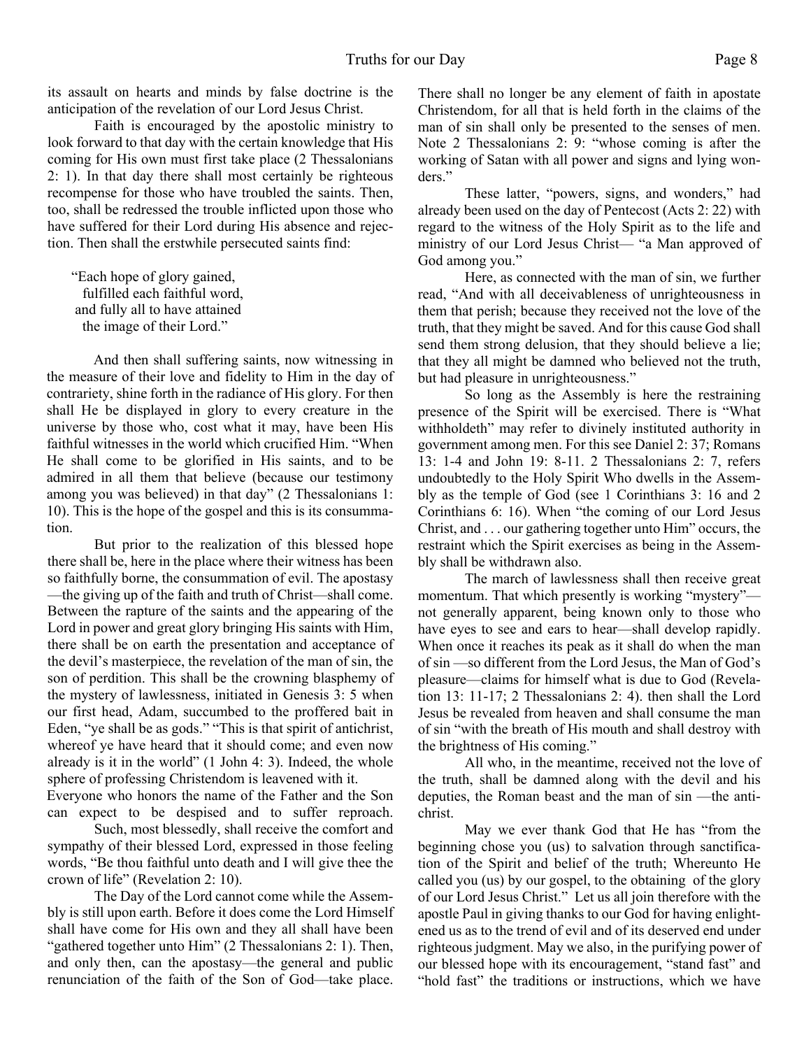its assault on hearts and minds by false doctrine is the anticipation of the revelation of our Lord Jesus Christ.

Faith is encouraged by the apostolic ministry to look forward to that day with the certain knowledge that His coming for His own must first take place (2 Thessalonians 2: 1). In that day there shall most certainly be righteous recompense for those who have troubled the saints. Then, too, shall be redressed the trouble inflicted upon those who have suffered for their Lord during His absence and rejection. Then shall the erstwhile persecuted saints find:

> "Each hope of glory gained,
> fulfilled each faithful word,
> and fully all to have attained
> the image of their Lord."

And then shall suffering saints, now witnessing in the measure of their love and fidelity to Him in the day of contrariety, shine forth in the radiance of His glory. For then shall He be displayed in glory to every creature in the universe by those who, cost what it may, have been His faithful witnesses in the world which crucified Him. "When He shall come to be glorified in His saints, and to be admired in all them that believe (because our testimony among you was believed) in that day" (2 Thessalonians 1: 10). This is the hope of the gospel and this is its consummation.

But prior to the realization of this blessed hope there shall be, here in the place where their witness has been so faithfully borne, the consummation of evil. The apostasy —the giving up of the faith and truth of Christ—shall come. Between the rapture of the saints and the appearing of the Lord in power and great glory bringing His saints with Him, there shall be on earth the presentation and acceptance of the devil's masterpiece, the revelation of the man of sin, the son of perdition. This shall be the crowning blasphemy of the mystery of lawlessness, initiated in Genesis 3: 5 when our first head, Adam, succumbed to the proffered bait in Eden, "ye shall be as gods." "This is that spirit of antichrist, whereof ye have heard that it should come; and even now already is it in the world" (1 John 4: 3). Indeed, the whole sphere of professing Christendom is leavened with it. Everyone who honors the name of the Father and the Son can expect to be despised and to suffer reproach.

Such, most blessedly, shall receive the comfort and sympathy of their blessed Lord, expressed in those feeling words, "Be thou faithful unto death and I will give thee the crown of life" (Revelation 2: 10).

The Day of the Lord cannot come while the Assembly is still upon earth. Before it does come the Lord Himself shall have come for His own and they all shall have been "gathered together unto Him" (2 Thessalonians 2: 1). Then, and only then, can the apostasy—the general and public renunciation of the faith of the Son of God—take place. There shall no longer be any element of faith in apostate Christendom, for all that is held forth in the claims of the man of sin shall only be presented to the senses of men. Note 2 Thessalonians 2: 9: "whose coming is after the working of Satan with all power and signs and lying wonders."

These latter, "powers, signs, and wonders," had already been used on the day of Pentecost (Acts 2: 22) with regard to the witness of the Holy Spirit as to the life and ministry of our Lord Jesus Christ— "a Man approved of God among you."

Here, as connected with the man of sin, we further read, "And with all deceivableness of unrighteousness in them that perish; because they received not the love of the truth, that they might be saved. And for this cause God shall send them strong delusion, that they should believe a lie; that they all might be damned who believed not the truth, but had pleasure in unrighteousness."

So long as the Assembly is here the restraining presence of the Spirit will be exercised. There is "What withholdeth" may refer to divinely instituted authority in government among men. For this see Daniel 2: 37; Romans 13: 1-4 and John 19: 8-11. 2 Thessalonians 2: 7, refers undoubtedly to the Holy Spirit Who dwells in the Assembly as the temple of God (see 1 Corinthians 3: 16 and 2 Corinthians 6: 16). When "the coming of our Lord Jesus Christ, and . . . our gathering together unto Him" occurs, the restraint which the Spirit exercises as being in the Assembly shall be withdrawn also.

The march of lawlessness shall then receive great momentum. That which presently is working "mystery"— not generally apparent, being known only to those who have eyes to see and ears to hear—shall develop rapidly. When once it reaches its peak as it shall do when the man of sin —so different from the Lord Jesus, the Man of God's pleasure—claims for himself what is due to God (Revelation 13: 11-17; 2 Thessalonians 2: 4). then shall the Lord Jesus be revealed from heaven and shall consume the man of sin "with the breath of His mouth and shall destroy with the brightness of His coming."

All who, in the meantime, received not the love of the truth, shall be damned along with the devil and his deputies, the Roman beast and the man of sin —the antichrist.

May we ever thank God that He has "from the beginning chose you (us) to salvation through sanctification of the Spirit and belief of the truth; Whereunto He called you (us) by our gospel, to the obtaining of the glory of our Lord Jesus Christ." Let us all join therefore with the apostle Paul in giving thanks to our God for having enlightened us as to the trend of evil and of its deserved end under righteous judgment. May we also, in the purifying power of our blessed hope with its encouragement, "stand fast" and "hold fast" the traditions or instructions, which we have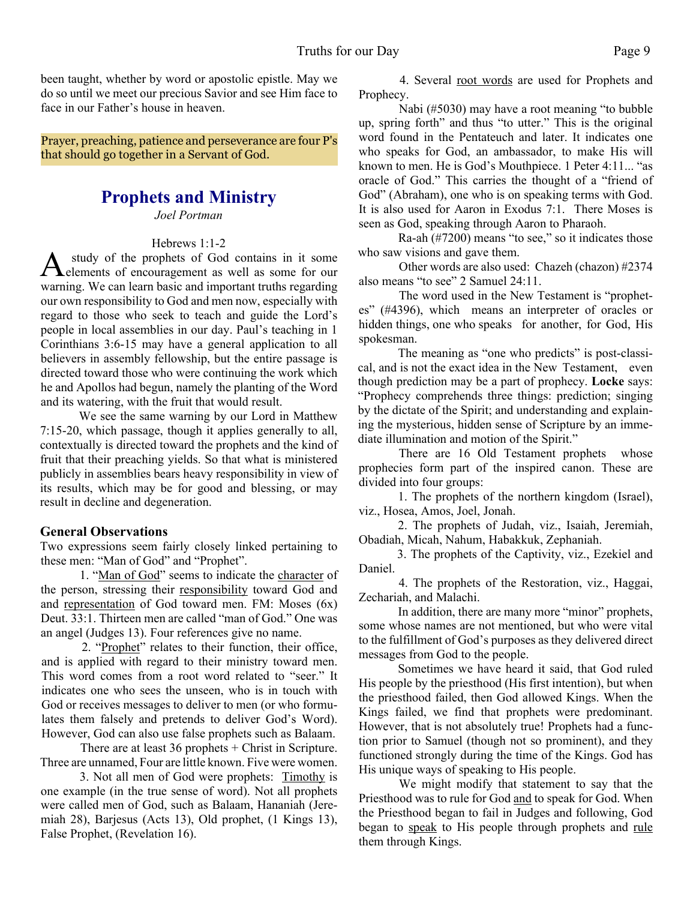been taught, whether by word or apostolic epistle. May we do so until we meet our precious Savior and see Him face to face in our Father's house in heaven.

Prayer, preaching, patience and perseverance are four P's that should go together in a Servant of God.

## Prophets and Ministry

*Joel Portman*

Hebrews 1:1-2

A study of the prophets of God contains in it some elements of encouragement as well as some for our warning. We can learn basic and important truths regarding our own responsibility to God and men now, especially with regard to those who seek to teach and guide the Lord's people in local assemblies in our day. Paul's teaching in 1 Corinthians 3:6-15 may have a general application to all believers in assembly fellowship, but the entire passage is directed toward those who were continuing the work which he and Apollos had begun, namely the planting of the Word and its watering, with the fruit that would result.

We see the same warning by our Lord in Matthew 7:15-20, which passage, though it applies generally to all, contextually is directed toward the prophets and the kind of fruit that their preaching yields. So that what is ministered publicly in assemblies bears heavy responsibility in view of its results, which may be for good and blessing, or may result in decline and degeneration.

### General Observations

Two expressions seem fairly closely linked pertaining to these men: "Man of God" and "Prophet".

1. "Man of God" seems to indicate the character of the person, stressing their responsibility toward God and and representation of God toward men. FM: Moses (6x) Deut. 33:1. Thirteen men are called "man of God." One was an angel (Judges 13). Four references give no name.

2. "Prophet" relates to their function, their office, and is applied with regard to their ministry toward men. This word comes from a root word related to "seer." It indicates one who sees the unseen, who is in touch with God or receives messages to deliver to men (or who formulates them falsely and pretends to deliver God's Word). However, God can also use false prophets such as Balaam.

There are at least 36 prophets + Christ in Scripture. Three are unnamed, Four are little known. Five were women.

3. Not all men of God were prophets: Timothy is one example (in the true sense of word). Not all prophets were called men of God, such as Balaam, Hananiah (Jeremiah 28), Barjesus (Acts 13), Old prophet, (1 Kings 13), False Prophet, (Revelation 16).

4. Several root words are used for Prophets and Prophecy.

Nabi (#5030) may have a root meaning "to bubble up, spring forth" and thus "to utter." This is the original word found in the Pentateuch and later. It indicates one who speaks for God, an ambassador, to make His will known to men. He is God's Mouthpiece. 1 Peter 4:11... "as oracle of God." This carries the thought of a "friend of God" (Abraham), one who is on speaking terms with God. It is also used for Aaron in Exodus 7:1. There Moses is seen as God, speaking through Aaron to Pharaoh.

Ra-ah (#7200) means "to see," so it indicates those who saw visions and gave them.

Other words are also used: Chazeh (chazon) #2374 also means "to see" 2 Samuel 24:11.

The word used in the New Testament is "prophetes" (#4396), which means an interpreter of oracles or hidden things, one who speaks for another, for God, His spokesman.

The meaning as "one who predicts" is post-classical, and is not the exact idea in the New Testament, even though prediction may be a part of prophecy. **Locke** says: "Prophecy comprehends three things: prediction; singing by the dictate of the Spirit; and understanding and explaining the mysterious, hidden sense of Scripture by an immediate illumination and motion of the Spirit."

There are 16 Old Testament prophets whose prophecies form part of the inspired canon. These are divided into four groups:

1. The prophets of the northern kingdom (Israel), viz., Hosea, Amos, Joel, Jonah.

2. The prophets of Judah, viz., Isaiah, Jeremiah, Obadiah, Micah, Nahum, Habakkuk, Zephaniah.

3. The prophets of the Captivity, viz., Ezekiel and Daniel.

4. The prophets of the Restoration, viz., Haggai, Zechariah, and Malachi.

In addition, there are many more "minor" prophets, some whose names are not mentioned, but who were vital to the fulfillment of God's purposes as they delivered direct messages from God to the people.

Sometimes we have heard it said, that God ruled His people by the priesthood (His first intention), but when the priesthood failed, then God allowed Kings. When the Kings failed, we find that prophets were predominant. However, that is not absolutely true! Prophets had a function prior to Samuel (though not so prominent), and they functioned strongly during the time of the Kings. God has His unique ways of speaking to His people.

We might modify that statement to say that the Priesthood was to rule for God and to speak for God. When the Priesthood began to fail in Judges and following, God began to speak to His people through prophets and rule them through Kings.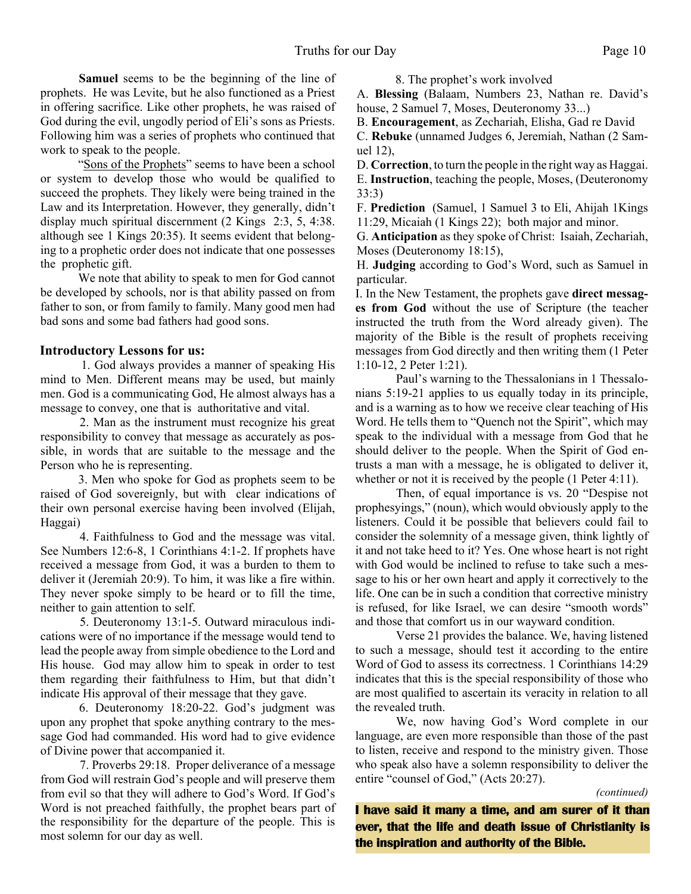**Samuel** seems to be the beginning of the line of prophets. He was Levite, but he also functioned as a Priest in offering sacrifice. Like other prophets, he was raised of God during the evil, ungodly period of Eli's sons as Priests. Following him was a series of prophets who continued that work to speak to the people.

"Sons of the Prophets" seems to have been a school or system to develop those who would be qualified to succeed the prophets. They likely were being trained in the Law and its Interpretation. However, they generally, didn't display much spiritual discernment (2 Kings 2:3, 5, 4:38. although see 1 Kings 20:35). It seems evident that belonging to a prophetic order does not indicate that one possesses the prophetic gift.

We note that ability to speak to men for God cannot be developed by schools, nor is that ability passed on from father to son, or from family to family. Many good men had bad sons and some bad fathers had good sons.

### Introductory Lessons for us:

1. God always provides a manner of speaking His mind to Men. Different means may be used, but mainly men. God is a communicating God, He almost always has a message to convey, one that is authoritative and vital.

2. Man as the instrument must recognize his great responsibility to convey that message as accurately as possible, in words that are suitable to the message and the Person who he is representing.

3. Men who spoke for God as prophets seem to be raised of God sovereignly, but with clear indications of their own personal exercise having been involved (Elijah, Haggai)

4. Faithfulness to God and the message was vital. See Numbers 12:6-8, 1 Corinthians 4:1-2. If prophets have received a message from God, it was a burden to them to deliver it (Jeremiah 20:9). To him, it was like a fire within. They never spoke simply to be heard or to fill the time, neither to gain attention to self.

5. Deuteronomy 13:1-5. Outward miraculous indications were of no importance if the message would tend to lead the people away from simple obedience to the Lord and His house. God may allow him to speak in order to test them regarding their faithfulness to Him, but that didn't indicate His approval of their message that they gave.

6. Deuteronomy 18:20-22. God's judgment was upon any prophet that spoke anything contrary to the message God had commanded. His word had to give evidence of Divine power that accompanied it.

7. Proverbs 29:18. Proper deliverance of a message from God will restrain God's people and will preserve them from evil so that they will adhere to God's Word. If God's Word is not preached faithfully, the prophet bears part of the responsibility for the departure of the people. This is most solemn for our day as well.

8. The prophet's work involved

A. **Blessing** (Balaam, Numbers 23, Nathan re. David's house, 2 Samuel 7, Moses, Deuteronomy 33...)

B. **Encouragement**, as Zechariah, Elisha, Gad re David

C. **Rebuke** (unnamed Judges 6, Jeremiah, Nathan (2 Samuel 12),

D. **Correction**, to turn the people in the right way as Haggai.

E. **Instruction**, teaching the people, Moses, (Deuteronomy 33:3)

F. **Prediction** (Samuel, 1 Samuel 3 to Eli, Ahijah 1Kings 11:29, Micaiah (1 Kings 22); both major and minor.

G. **Anticipation** as they spoke of Christ: Isaiah, Zechariah, Moses (Deuteronomy 18:15),

H. **Judging** according to God's Word, such as Samuel in particular.

I. In the New Testament, the prophets gave **direct messages from God** without the use of Scripture (the teacher instructed the truth from the Word already given). The majority of the Bible is the result of prophets receiving messages from God directly and then writing them (1 Peter 1:10-12, 2 Peter 1:21).

Paul's warning to the Thessalonians in 1 Thessalonians 5:19-21 applies to us equally today in its principle, and is a warning as to how we receive clear teaching of His Word. He tells them to "Quench not the Spirit", which may speak to the individual with a message from God that he should deliver to the people. When the Spirit of God entrusts a man with a message, he is obligated to deliver it, whether or not it is received by the people (1 Peter 4:11).

Then, of equal importance is vs. 20 "Despise not prophesyings," (noun), which would obviously apply to the listeners. Could it be possible that believers could fail to consider the solemnity of a message given, think lightly of it and not take heed to it? Yes. One whose heart is not right with God would be inclined to refuse to take such a message to his or her own heart and apply it correctively to the life. One can be in such a condition that corrective ministry is refused, for like Israel, we can desire "smooth words" and those that comfort us in our wayward condition.

Verse 21 provides the balance. We, having listened to such a message, should test it according to the entire Word of God to assess its correctness. 1 Corinthians 14:29 indicates that this is the special responsibility of those who are most qualified to ascertain its veracity in relation to all the revealed truth.

We, now having God's Word complete in our language, are even more responsible than those of the past to listen, receive and respond to the ministry given. Those who speak also have a solemn responsibility to deliver the entire "counsel of God," (Acts 20:27).

*(continued)*

**I have said it many a time, and am surer of it than ever, that the life and death issue of Christianity is the inspiration and authority of the Bible.**